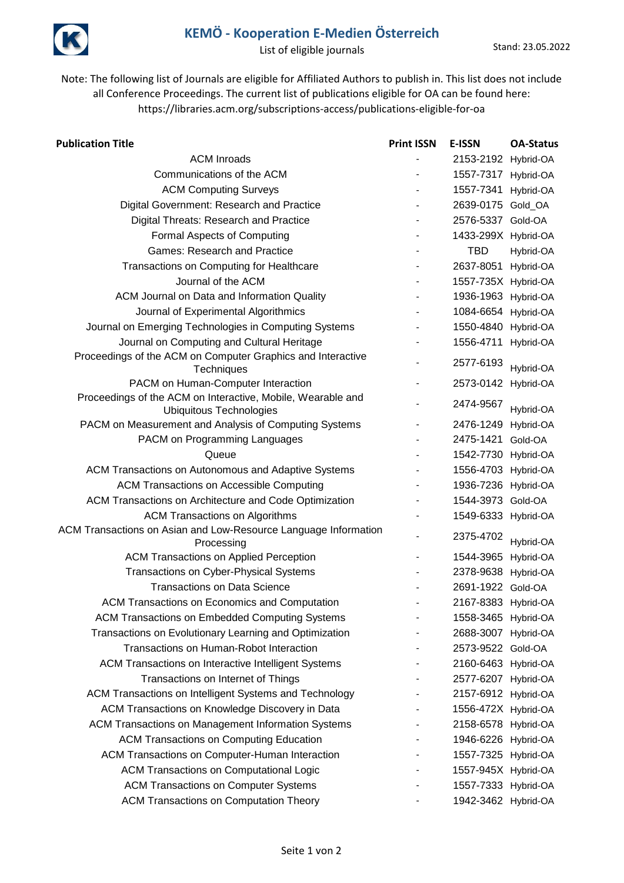# KEMÖ - Kooperation E-Medien Österreich

List of eligible journals

Stand: 23.05.2022

Note: The following list of Journals are eligible for Affiliated Authors to publish in. This list does not include all Conference Proceedings. The current list of publications eligible for OA can be found here: https://libraries.acm.org/subscriptions-access/publications-eligible-for-oa

| Publication Title | Print ISSN | E-ISSN | OA-Status |
|---|---|---|---|
| ACM Inroads | - | 2153-2192 | Hybrid-OA |
| Communications of the ACM | - | 1557-7317 | Hybrid-OA |
| ACM Computing Surveys | - | 1557-7341 | Hybrid-OA |
| Digital Government: Research and Practice | - | 2639-0175 | Gold_OA |
| Digital Threats: Research and Practice | - | 2576-5337 | Gold-OA |
| Formal Aspects of Computing | - | 1433-299X | Hybrid-OA |
| Games: Research and Practice | - | TBD | Hybrid-OA |
| Transactions on Computing for Healthcare | - | 2637-8051 | Hybrid-OA |
| Journal of the ACM | - | 1557-735X | Hybrid-OA |
| ACM Journal on Data and Information Quality | - | 1936-1963 | Hybrid-OA |
| Journal of Experimental Algorithmics | - | 1084-6654 | Hybrid-OA |
| Journal on Emerging Technologies in Computing Systems | - | 1550-4840 | Hybrid-OA |
| Journal on Computing and Cultural Heritage | - | 1556-4711 | Hybrid-OA |
| Proceedings of the ACM on Computer Graphics and Interactive Techniques | - | 2577-6193 | Hybrid-OA |
| PACM on Human-Computer Interaction | - | 2573-0142 | Hybrid-OA |
| Proceedings of the ACM on Interactive, Mobile, Wearable and Ubiquitous Technologies | - | 2474-9567 | Hybrid-OA |
| PACM on Measurement and Analysis of Computing Systems | - | 2476-1249 | Hybrid-OA |
| PACM on Programming Languages | - | 2475-1421 | Gold-OA |
| Queue | - | 1542-7730 | Hybrid-OA |
| ACM Transactions on Autonomous and Adaptive Systems | - | 1556-4703 | Hybrid-OA |
| ACM Transactions on Accessible Computing | - | 1936-7236 | Hybrid-OA |
| ACM Transactions on Architecture and Code Optimization | - | 1544-3973 | Gold-OA |
| ACM Transactions on Algorithms | - | 1549-6333 | Hybrid-OA |
| ACM Transactions on Asian and Low-Resource Language Information Processing | - | 2375-4702 | Hybrid-OA |
| ACM Transactions on Applied Perception | - | 1544-3965 | Hybrid-OA |
| Transactions on Cyber-Physical Systems | - | 2378-9638 | Hybrid-OA |
| Transactions on Data Science | - | 2691-1922 | Gold-OA |
| ACM Transactions on Economics and Computation | - | 2167-8383 | Hybrid-OA |
| ACM Transactions on Embedded Computing Systems | - | 1558-3465 | Hybrid-OA |
| Transactions on Evolutionary Learning and Optimization | - | 2688-3007 | Hybrid-OA |
| Transactions on Human-Robot Interaction | - | 2573-9522 | Gold-OA |
| ACM Transactions on Interactive Intelligent Systems | - | 2160-6463 | Hybrid-OA |
| Transactions on Internet of Things | - | 2577-6207 | Hybrid-OA |
| ACM Transactions on Intelligent Systems and Technology | - | 2157-6912 | Hybrid-OA |
| ACM Transactions on Knowledge Discovery in Data | - | 1556-472X | Hybrid-OA |
| ACM Transactions on Management Information Systems | - | 2158-6578 | Hybrid-OA |
| ACM Transactions on Computing Education | - | 1946-6226 | Hybrid-OA |
| ACM Transactions on Computer-Human Interaction | - | 1557-7325 | Hybrid-OA |
| ACM Transactions on Computational Logic | - | 1557-945X | Hybrid-OA |
| ACM Transactions on Computer Systems | - | 1557-7333 | Hybrid-OA |
| ACM Transactions on Computation Theory | - | 1942-3462 | Hybrid-OA |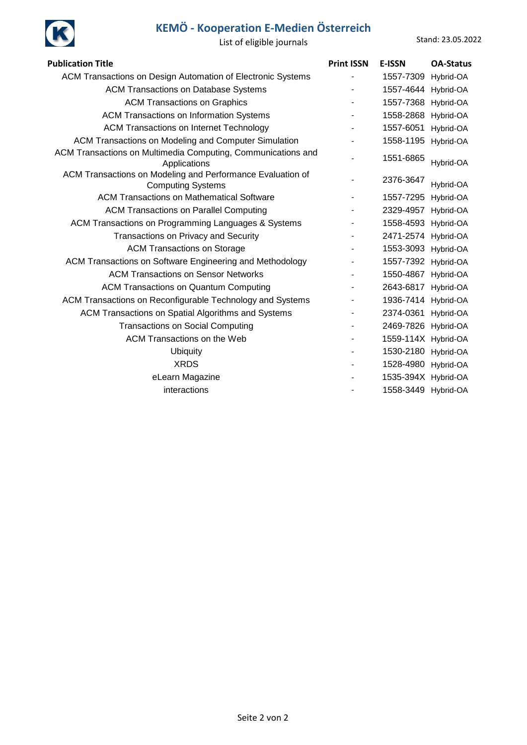# KEMÖ - Kooperation E-Medien Österreich

List of eligible journals

Stand: 23.05.2022

| Publication Title | Print ISSN | E-ISSN | OA-Status |
| --- | --- | --- | --- |
| ACM Transactions on Design Automation of Electronic Systems | - | 1557-7309 | Hybrid-OA |
| ACM Transactions on Database Systems | - | 1557-4644 | Hybrid-OA |
| ACM Transactions on Graphics | - | 1557-7368 | Hybrid-OA |
| ACM Transactions on Information Systems | - | 1558-2868 | Hybrid-OA |
| ACM Transactions on Internet Technology | - | 1557-6051 | Hybrid-OA |
| ACM Transactions on Modeling and Computer Simulation | - | 1558-1195 | Hybrid-OA |
| ACM Transactions on Multimedia Computing, Communications and Applications | - | 1551-6865 | Hybrid-OA |
| ACM Transactions on Modeling and Performance Evaluation of Computing Systems | - | 2376-3647 | Hybrid-OA |
| ACM Transactions on Mathematical Software | - | 1557-7295 | Hybrid-OA |
| ACM Transactions on Parallel Computing | - | 2329-4957 | Hybrid-OA |
| ACM Transactions on Programming Languages & Systems | - | 1558-4593 | Hybrid-OA |
| Transactions on Privacy and Security | - | 2471-2574 | Hybrid-OA |
| ACM Transactions on Storage | - | 1553-3093 | Hybrid-OA |
| ACM Transactions on Software Engineering and Methodology | - | 1557-7392 | Hybrid-OA |
| ACM Transactions on Sensor Networks | - | 1550-4867 | Hybrid-OA |
| ACM Transactions on Quantum Computing | - | 2643-6817 | Hybrid-OA |
| ACM Transactions on Reconfigurable Technology and Systems | - | 1936-7414 | Hybrid-OA |
| ACM Transactions on Spatial Algorithms and Systems | - | 2374-0361 | Hybrid-OA |
| Transactions on Social Computing | - | 2469-7826 | Hybrid-OA |
| ACM Transactions on the Web | - | 1559-114X | Hybrid-OA |
| Ubiquity | - | 1530-2180 | Hybrid-OA |
| XRDS | - | 1528-4980 | Hybrid-OA |
| eLearn Magazine | - | 1535-394X | Hybrid-OA |
| interactions | - | 1558-3449 | Hybrid-OA |